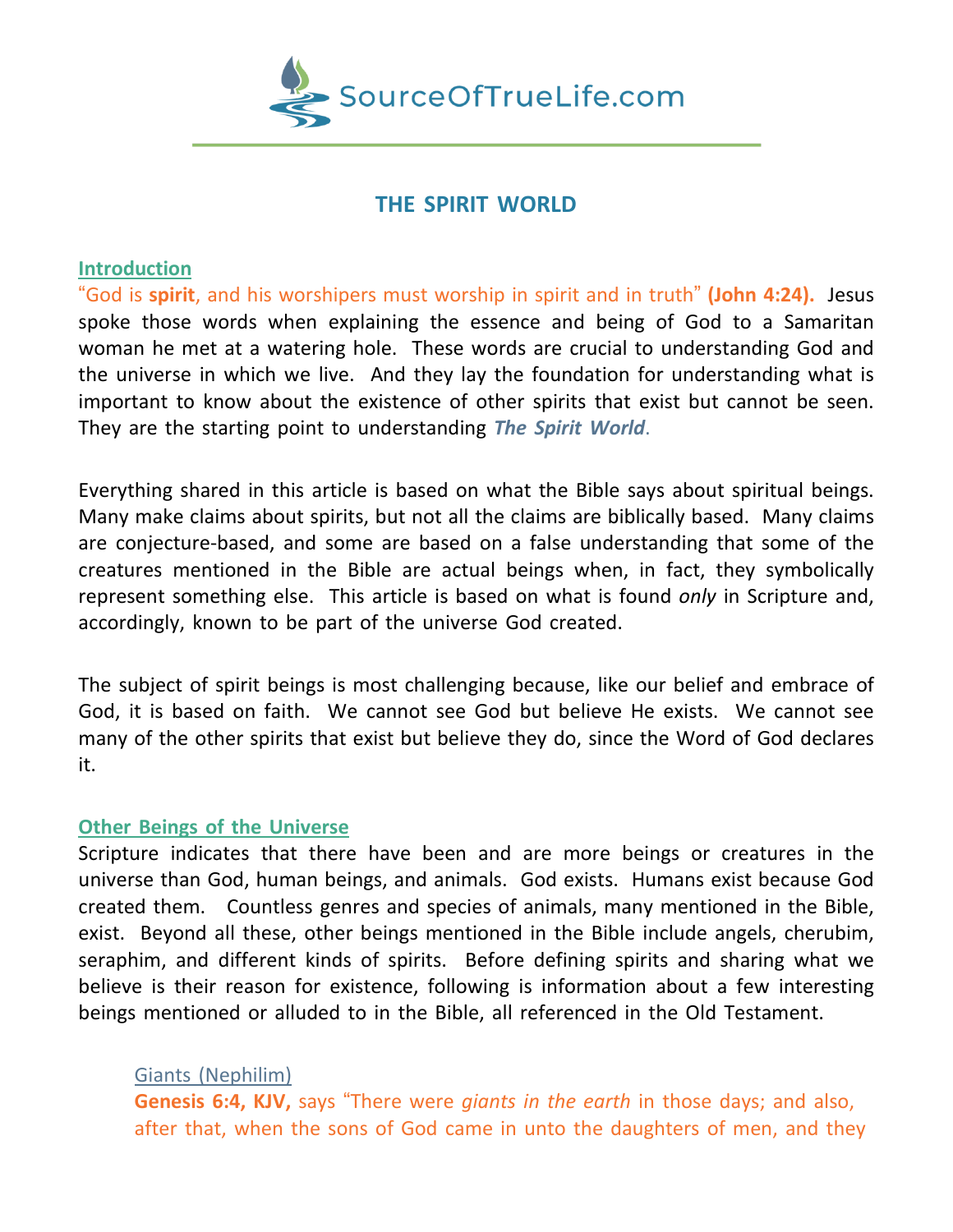SourceOfTrueLife.com

# THE SPIRIT WORLD

## Introduction

"God is **spirit**, and his worshipers must worship in spirit and in truth" **(John 4:24).** Jesus spoke those words when explaining the essence and being of God to a Samaritan woman he met at a watering hole. These words are crucial to understanding God and the universe in which we live. And they lay the foundation for understanding what is important to know about the existence of other spirits that exist but cannot be seen. They are the starting point to understanding ***The Spirit World***.

Everything shared in this article is based on what the Bible says about spiritual beings. Many make claims about spirits, but not all the claims are biblically based. Many claims are conjecture-based, and some are based on a false understanding that some of the creatures mentioned in the Bible are actual beings when, in fact, they symbolically represent something else. This article is based on what is found *only* in Scripture and, accordingly, known to be part of the universe God created.

The subject of spirit beings is most challenging because, like our belief and embrace of God, it is based on faith. We cannot see God but believe He exists. We cannot see many of the other spirits that exist but believe they do, since the Word of God declares it.

## Other Beings of the Universe

Scripture indicates that there have been and are more beings or creatures in the universe than God, human beings, and animals. God exists. Humans exist because God created them. Countless genres and species of animals, many mentioned in the Bible, exist. Beyond all these, other beings mentioned in the Bible include angels, cherubim, seraphim, and different kinds of spirits. Before defining spirits and sharing what we believe is their reason for existence, following is information about a few interesting beings mentioned or alluded to in the Bible, all referenced in the Old Testament.

### Giants (Nephilim)

**Genesis 6:4, KJV,** says "There were *giants in the earth* in those days; and also, after that, when the sons of God came in unto the daughters of men, and they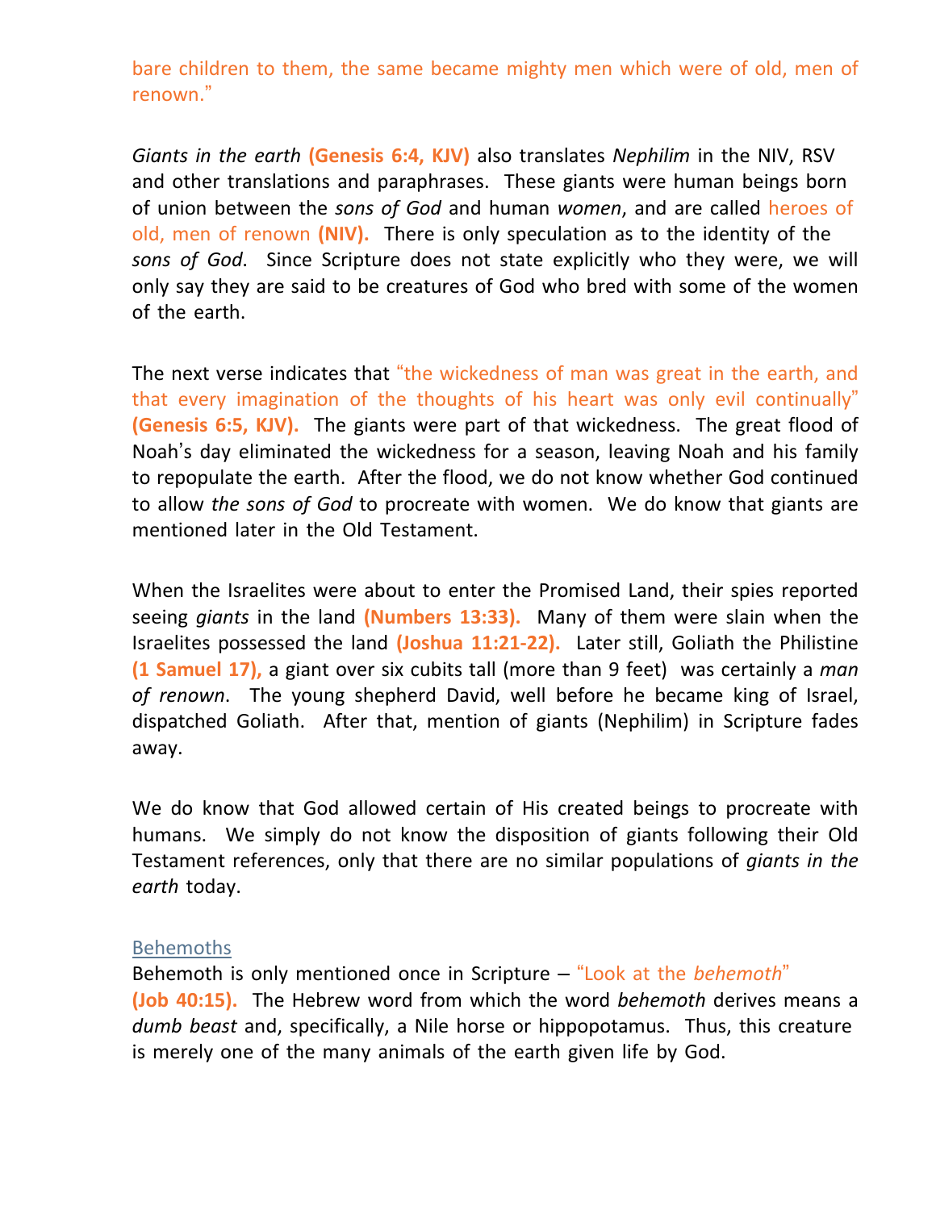bare children to them, the same became mighty men which were of old, men of renown."

*Giants in the earth* **(Genesis 6:4, KJV)** also translates *Nephilim* in the NIV, RSV and other translations and paraphrases. These giants were human beings born of union between the *sons of God* and human *women*, and are called heroes of old, men of renown **(NIV).** There is only speculation as to the identity of the *sons of God*. Since Scripture does not state explicitly who they were, we will only say they are said to be creatures of God who bred with some of the women of the earth.

The next verse indicates that "the wickedness of man was great in the earth, and that every imagination of the thoughts of his heart was only evil continually" **(Genesis 6:5, KJV).** The giants were part of that wickedness. The great flood of Noah's day eliminated the wickedness for a season, leaving Noah and his family to repopulate the earth. After the flood, we do not know whether God continued to allow *the sons of God* to procreate with women. We do know that giants are mentioned later in the Old Testament.

When the Israelites were about to enter the Promised Land, their spies reported seeing *giants* in the land **(Numbers 13:33).** Many of them were slain when the Israelites possessed the land **(Joshua 11:21-22).** Later still, Goliath the Philistine **(1 Samuel 17),** a giant over six cubits tall (more than 9 feet) was certainly a *man of renown*. The young shepherd David, well before he became king of Israel, dispatched Goliath. After that, mention of giants (Nephilim) in Scripture fades away.

We do know that God allowed certain of His created beings to procreate with humans. We simply do not know the disposition of giants following their Old Testament references, only that there are no similar populations of *giants in the earth* today.

## Behemoths

Behemoth is only mentioned once in Scripture – "Look at the *behemoth*" **(Job 40:15).** The Hebrew word from which the word *behemoth* derives means a *dumb beast* and, specifically, a Nile horse or hippopotamus. Thus, this creature is merely one of the many animals of the earth given life by God.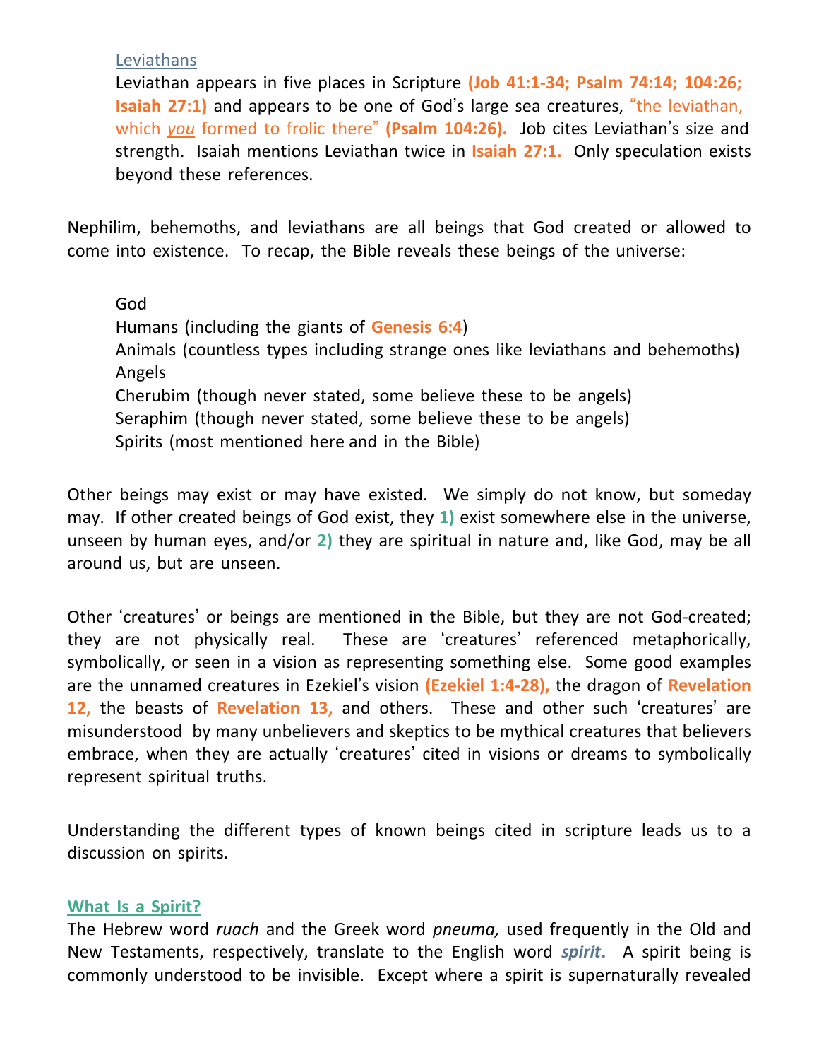### Leviathans

Leviathan appears in five places in Scripture **(Job 41:1-34; Psalm 74:14; 104:26; Isaiah 27:1)** and appears to be one of God's large sea creatures, "the leviathan, which *you* formed to frolic there" **(Psalm 104:26).** Job cites Leviathan's size and strength. Isaiah mentions Leviathan twice in **Isaiah 27:1.** Only speculation exists beyond these references.

Nephilim, behemoths, and leviathans are all beings that God created or allowed to come into existence. To recap, the Bible reveals these beings of the universe:

God
Humans (including the giants of **Genesis 6:4**)
Animals (countless types including strange ones like leviathans and behemoths)
Angels
Cherubim (though never stated, some believe these to be angels)
Seraphim (though never stated, some believe these to be angels)
Spirits (most mentioned here and in the Bible)

Other beings may exist or may have existed. We simply do not know, but someday may. If other created beings of God exist, they **1)** exist somewhere else in the universe, unseen by human eyes, and/or **2)** they are spiritual in nature and, like God, may be all around us, but are unseen.

Other 'creatures' or beings are mentioned in the Bible, but they are not God-created; they are not physically real. These are 'creatures' referenced metaphorically, symbolically, or seen in a vision as representing something else. Some good examples are the unnamed creatures in Ezekiel's vision **(Ezekiel 1:4-28),** the dragon of **Revelation 12,** the beasts of **Revelation 13,** and others. These and other such 'creatures' are misunderstood by many unbelievers and skeptics to be mythical creatures that believers embrace, when they are actually 'creatures' cited in visions or dreams to symbolically represent spiritual truths.

Understanding the different types of known beings cited in scripture leads us to a discussion on spirits.

## What Is a Spirit?

The Hebrew word *ruach* and the Greek word *pneuma,* used frequently in the Old and New Testaments, respectively, translate to the English word ***spirit***. A spirit being is commonly understood to be invisible. Except where a spirit is supernaturally revealed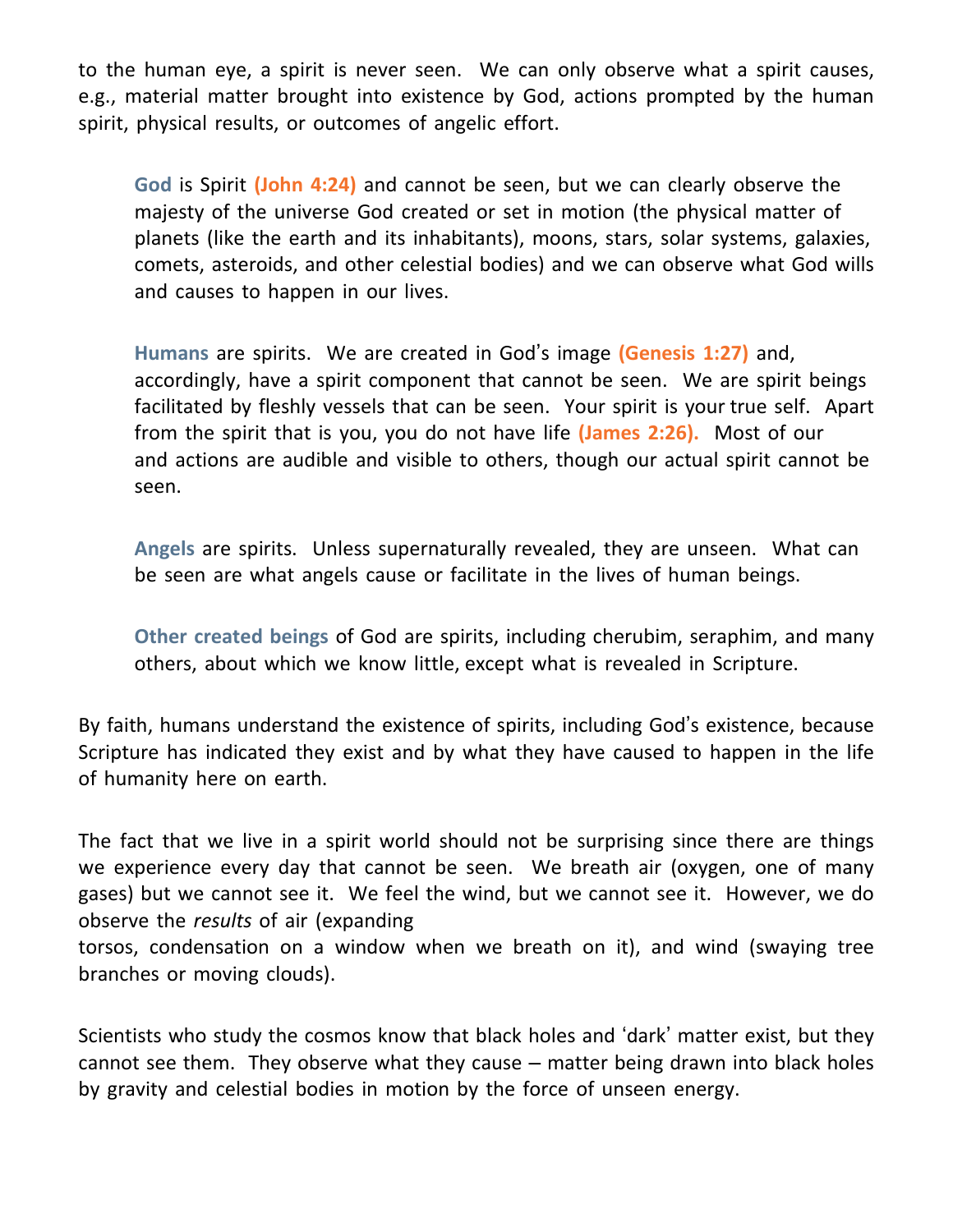to the human eye, a spirit is never seen. We can only observe what a spirit causes, e.g., material matter brought into existence by God, actions prompted by the human spirit, physical results, or outcomes of angelic effort.

> **God** is Spirit **(John 4:24)** and cannot be seen, but we can clearly observe the majesty of the universe God created or set in motion (the physical matter of planets (like the earth and its inhabitants), moons, stars, solar systems, galaxies, comets, asteroids, and other celestial bodies) and we can observe what God wills and causes to happen in our lives.
>
> **Humans** are spirits. We are created in God's image **(Genesis 1:27)** and, accordingly, have a spirit component that cannot be seen. We are spirit beings facilitated by fleshly vessels that can be seen. Your spirit is your true self. Apart from the spirit that is you, you do not have life **(James 2:26).** Most of our and actions are audible and visible to others, though our actual spirit cannot be seen.
>
> **Angels** are spirits. Unless supernaturally revealed, they are unseen. What can be seen are what angels cause or facilitate in the lives of human beings.
>
> **Other created beings** of God are spirits, including cherubim, seraphim, and many others, about which we know little, except what is revealed in Scripture.

By faith, humans understand the existence of spirits, including God's existence, because Scripture has indicated they exist and by what they have caused to happen in the life of humanity here on earth.

The fact that we live in a spirit world should not be surprising since there are things we experience every day that cannot be seen. We breath air (oxygen, one of many gases) but we cannot see it. We feel the wind, but we cannot see it. However, we do observe the *results* of air (expanding torsos, condensation on a window when we breath on it), and wind (swaying tree branches or moving clouds).

Scientists who study the cosmos know that black holes and 'dark' matter exist, but they cannot see them. They observe what they cause – matter being drawn into black holes by gravity and celestial bodies in motion by the force of unseen energy.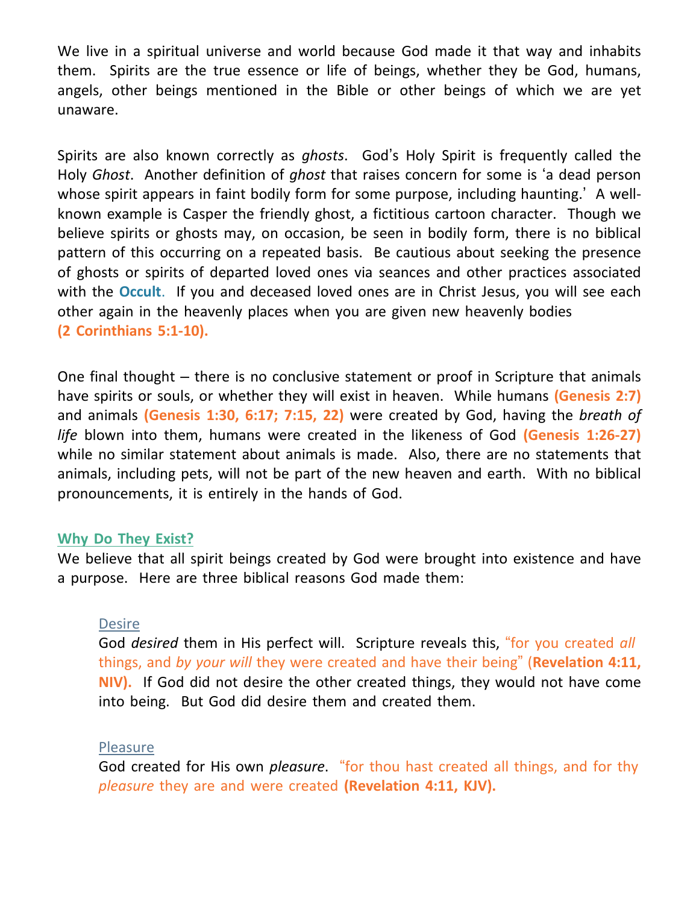We live in a spiritual universe and world because God made it that way and inhabits them. Spirits are the true essence or life of beings, whether they be God, humans, angels, other beings mentioned in the Bible or other beings of which we are yet unaware.

Spirits are also known correctly as *ghosts*. God's Holy Spirit is frequently called the Holy *Ghost*. Another definition of *ghost* that raises concern for some is 'a dead person whose spirit appears in faint bodily form for some purpose, including haunting.' A well-known example is Casper the friendly ghost, a fictitious cartoon character. Though we believe spirits or ghosts may, on occasion, be seen in bodily form, there is no biblical pattern of this occurring on a repeated basis. Be cautious about seeking the presence of ghosts or spirits of departed loved ones via seances and other practices associated with the **Occult**. If you and deceased loved ones are in Christ Jesus, you will see each other again in the heavenly places when you are given new heavenly bodies **(2 Corinthians 5:1-10).**

One final thought – there is no conclusive statement or proof in Scripture that animals have spirits or souls, or whether they will exist in heaven. While humans **(Genesis 2:7)** and animals **(Genesis 1:30, 6:17; 7:15, 22)** were created by God, having the *breath of life* blown into them, humans were created in the likeness of God **(Genesis 1:26-27)** while no similar statement about animals is made. Also, there are no statements that animals, including pets, will not be part of the new heaven and earth. With no biblical pronouncements, it is entirely in the hands of God.

## Why Do They Exist?

We believe that all spirit beings created by God were brought into existence and have a purpose. Here are three biblical reasons God made them:

### Desire

God *desired* them in His perfect will. Scripture reveals this, "for you created *all* things, and *by your will* they were created and have their being" (**Revelation 4:11, NIV).** If God did not desire the other created things, they would not have come into being. But God did desire them and created them.

### Pleasure

God created for His own *pleasure*. "for thou hast created all things, and for thy *pleasure* they are and were created **(Revelation 4:11, KJV).**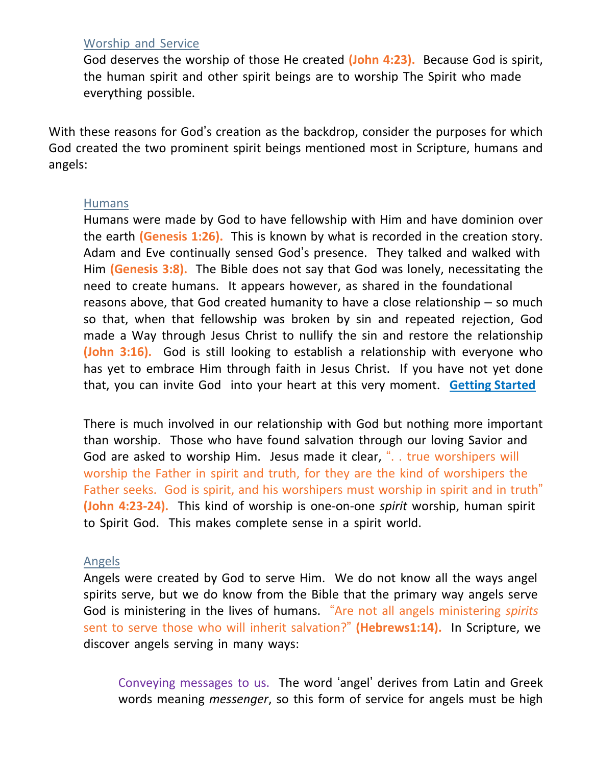### Worship and Service

God deserves the worship of those He created **(John 4:23).** Because God is spirit, the human spirit and other spirit beings are to worship The Spirit who made everything possible.

With these reasons for God's creation as the backdrop, consider the purposes for which God created the two prominent spirit beings mentioned most in Scripture, humans and angels:

### Humans

Humans were made by God to have fellowship with Him and have dominion over the earth **(Genesis 1:26).** This is known by what is recorded in the creation story. Adam and Eve continually sensed God's presence. They talked and walked with Him **(Genesis 3:8).** The Bible does not say that God was lonely, necessitating the need to create humans. It appears however, as shared in the foundational reasons above, that God created humanity to have a close relationship – so much so that, when that fellowship was broken by sin and repeated rejection, God made a Way through Jesus Christ to nullify the sin and restore the relationship **(John 3:16).** God is still looking to establish a relationship with everyone who has yet to embrace Him through faith in Jesus Christ. If you have not yet done that, you can invite God into your heart at this very moment. **Getting Started**

There is much involved in our relationship with God but nothing more important than worship. Those who have found salvation through our loving Savior and God are asked to worship Him. Jesus made it clear, ". . true worshipers will worship the Father in spirit and truth, for they are the kind of worshipers the Father seeks. God is spirit, and his worshipers must worship in spirit and in truth" **(John 4:23-24).** This kind of worship is one-on-one *spirit* worship, human spirit to Spirit God. This makes complete sense in a spirit world.

### Angels

Angels were created by God to serve Him. We do not know all the ways angel spirits serve, but we do know from the Bible that the primary way angels serve God is ministering in the lives of humans. "Are not all angels ministering *spirits* sent to serve those who will inherit salvation?" **(Hebrews1:14).** In Scripture, we discover angels serving in many ways:

Conveying messages to us. The word 'angel' derives from Latin and Greek words meaning *messenger*, so this form of service for angels must be high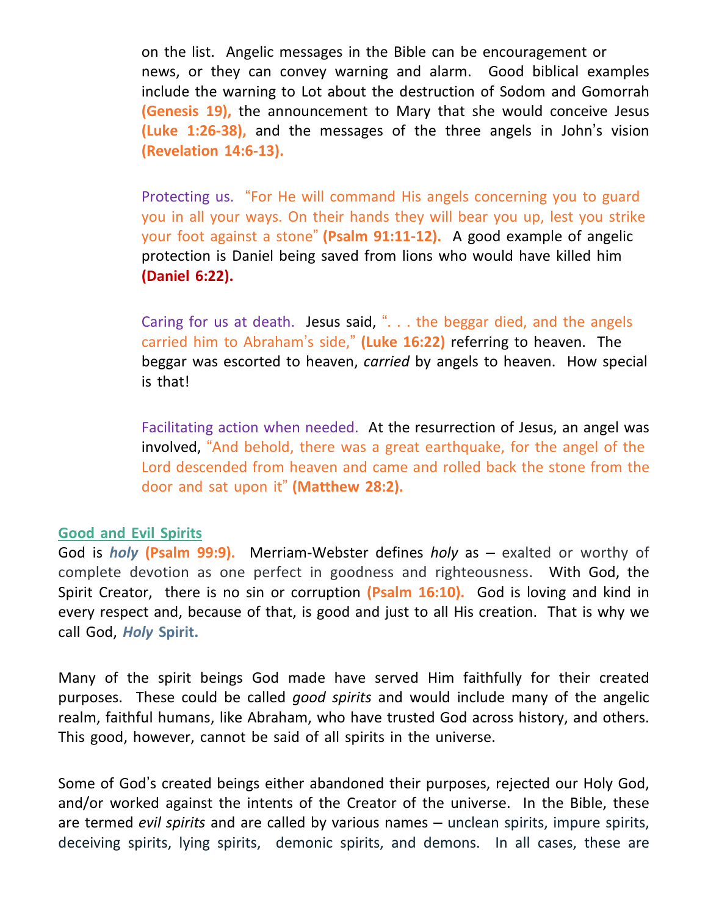on the list. Angelic messages in the Bible can be encouragement or news, or they can convey warning and alarm. Good biblical examples include the warning to Lot about the destruction of Sodom and Gomorrah **(Genesis 19),** the announcement to Mary that she would conceive Jesus **(Luke 1:26-38),** and the messages of the three angels in John's vision **(Revelation 14:6-13).**

Protecting us. "For He will command His angels concerning you to guard you in all your ways. On their hands they will bear you up, lest you strike your foot against a stone" **(Psalm 91:11-12).** A good example of angelic protection is Daniel being saved from lions who would have killed him **(Daniel 6:22).**

Caring for us at death. Jesus said, ". . . the beggar died, and the angels carried him to Abraham's side," **(Luke 16:22)** referring to heaven. The beggar was escorted to heaven, *carried* by angels to heaven. How special is that!

Facilitating action when needed. At the resurrection of Jesus, an angel was involved, "And behold, there was a great earthquake, for the angel of the Lord descended from heaven and came and rolled back the stone from the door and sat upon it" **(Matthew 28:2).**

## Good and Evil Spirits

God is ***holy*** **(Psalm 99:9).** Merriam-Webster defines *holy* as – exalted or worthy of complete devotion as one perfect in goodness and righteousness. With God, the Spirit Creator, there is no sin or corruption **(Psalm 16:10).** God is loving and kind in every respect and, because of that, is good and just to all His creation. That is why we call God, ***Holy* Spirit.**

Many of the spirit beings God made have served Him faithfully for their created purposes. These could be called *good spirits* and would include many of the angelic realm, faithful humans, like Abraham, who have trusted God across history, and others. This good, however, cannot be said of all spirits in the universe.

Some of God's created beings either abandoned their purposes, rejected our Holy God, and/or worked against the intents of the Creator of the universe. In the Bible, these are termed *evil spirits* and are called by various names – unclean spirits, impure spirits, deceiving spirits, lying spirits, demonic spirits, and demons. In all cases, these are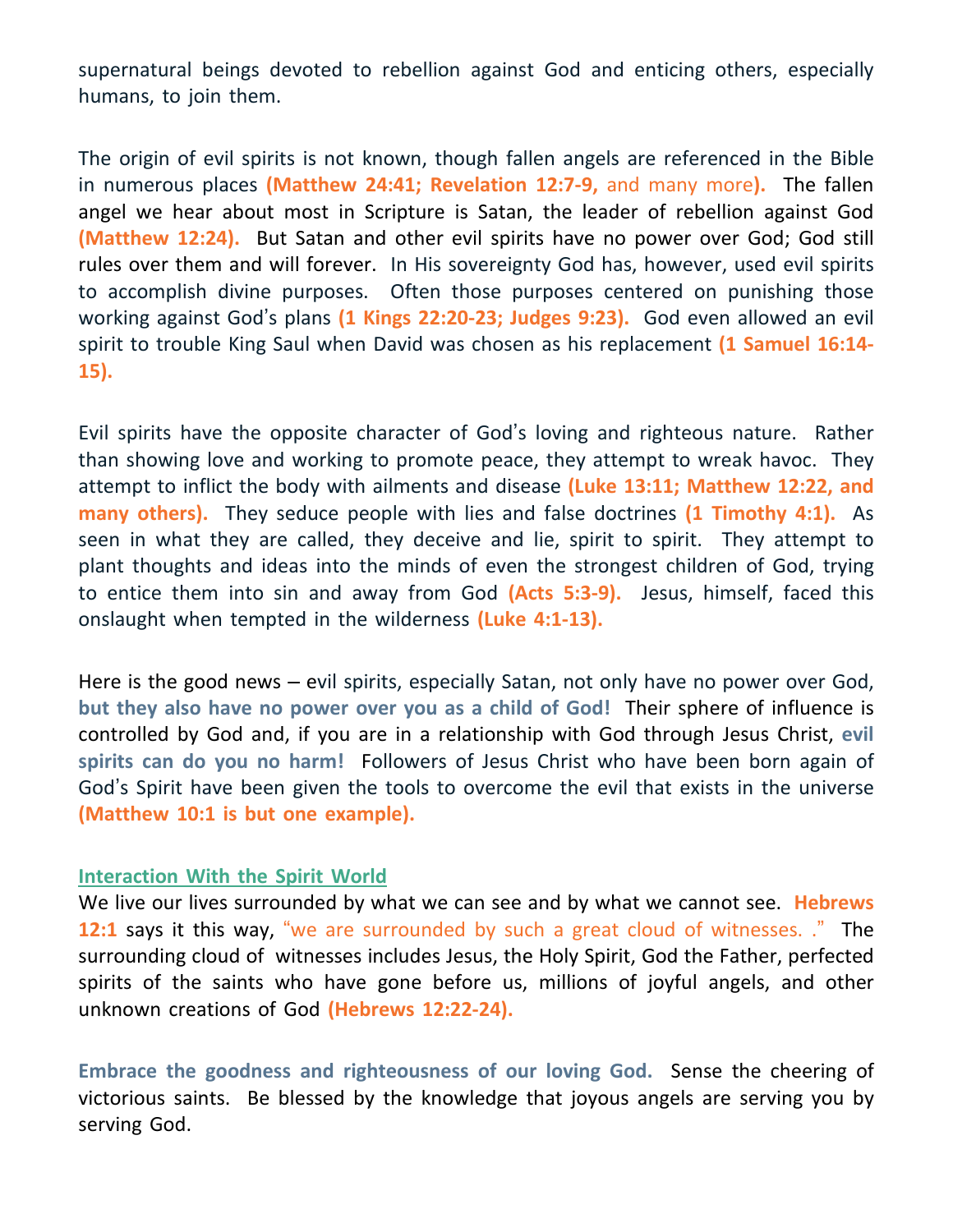supernatural beings devoted to rebellion against God and enticing others, especially humans, to join them.

The origin of evil spirits is not known, though fallen angels are referenced in the Bible in numerous places **(Matthew 24:41; Revelation 12:7-9,** and many more**).** The fallen angel we hear about most in Scripture is Satan, the leader of rebellion against God **(Matthew 12:24).** But Satan and other evil spirits have no power over God; God still rules over them and will forever. In His sovereignty God has, however, used evil spirits to accomplish divine purposes. Often those purposes centered on punishing those working against God's plans **(1 Kings 22:20-23; Judges 9:23).** God even allowed an evil spirit to trouble King Saul when David was chosen as his replacement **(1 Samuel 16:14-15).**

Evil spirits have the opposite character of God's loving and righteous nature. Rather than showing love and working to promote peace, they attempt to wreak havoc. They attempt to inflict the body with ailments and disease **(Luke 13:11; Matthew 12:22, and many others).** They seduce people with lies and false doctrines **(1 Timothy 4:1).** As seen in what they are called, they deceive and lie, spirit to spirit. They attempt to plant thoughts and ideas into the minds of even the strongest children of God, trying to entice them into sin and away from God **(Acts 5:3-9).** Jesus, himself, faced this onslaught when tempted in the wilderness **(Luke 4:1-13).**

Here is the good news – evil spirits, especially Satan, not only have no power over God, **but they also have no power over you as a child of God!** Their sphere of influence is controlled by God and, if you are in a relationship with God through Jesus Christ, **evil spirits can do you no harm!** Followers of Jesus Christ who have been born again of God's Spirit have been given the tools to overcome the evil that exists in the universe **(Matthew 10:1 is but one example).**

## Interaction With the Spirit World

We live our lives surrounded by what we can see and by what we cannot see. **Hebrews 12:1** says it this way, "we are surrounded by such a great cloud of witnesses. ." The surrounding cloud of witnesses includes Jesus, the Holy Spirit, God the Father, perfected spirits of the saints who have gone before us, millions of joyful angels, and other unknown creations of God **(Hebrews 12:22-24).**

**Embrace the goodness and righteousness of our loving God.** Sense the cheering of victorious saints. Be blessed by the knowledge that joyous angels are serving you by serving God.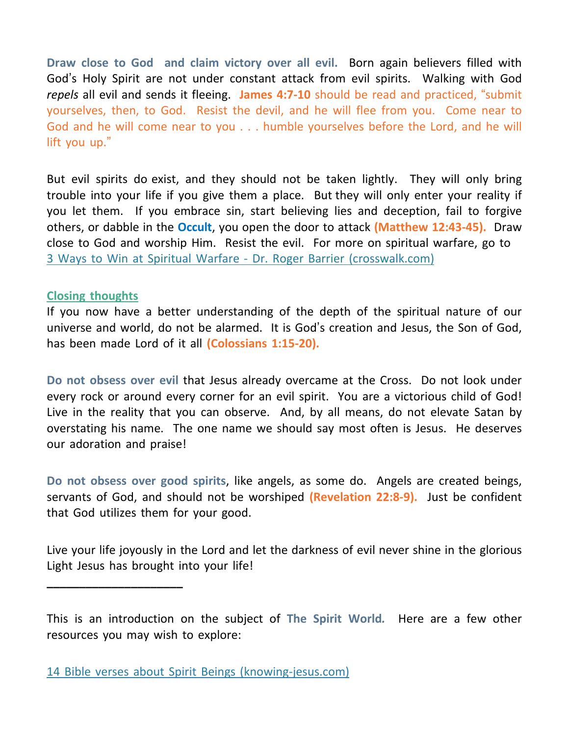**Draw close to God and claim victory over all evil.** Born again believers filled with God's Holy Spirit are not under constant attack from evil spirits. Walking with God *repels* all evil and sends it fleeing. **James 4:7-10** should be read and practiced, "submit yourselves, then, to God. Resist the devil, and he will flee from you. Come near to God and he will come near to you . . . humble yourselves before the Lord, and he will lift you up."

But evil spirits do exist, and they should not be taken lightly. They will only bring trouble into your life if you give them a place. But they will only enter your reality if you let them. If you embrace sin, start believing lies and deception, fail to forgive others, or dabble in the **Occult**, you open the door to attack **(Matthew 12:43-45).** Draw close to God and worship Him. Resist the evil. For more on spiritual warfare, go to 3 Ways to Win at Spiritual Warfare - Dr. Roger Barrier (crosswalk.com)

## Closing thoughts

If you now have a better understanding of the depth of the spiritual nature of our universe and world, do not be alarmed. It is God's creation and Jesus, the Son of God, has been made Lord of it all **(Colossians 1:15-20).**

**Do not obsess over evil** that Jesus already overcame at the Cross. Do not look under every rock or around every corner for an evil spirit. You are a victorious child of God! Live in the reality that you can observe. And, by all means, do not elevate Satan by overstating his name. The one name we should say most often is Jesus. He deserves our adoration and praise!

**Do not obsess over good spirits**, like angels, as some do. Angels are created beings, servants of God, and should not be worshiped **(Revelation 22:8-9).** Just be confident that God utilizes them for your good.

Live your life joyously in the Lord and let the darkness of evil never shine in the glorious Light Jesus has brought into your life!

---

This is an introduction on the subject of **The Spirit World.** Here are a few other resources you may wish to explore:

14 Bible verses about Spirit Beings (knowing-jesus.com)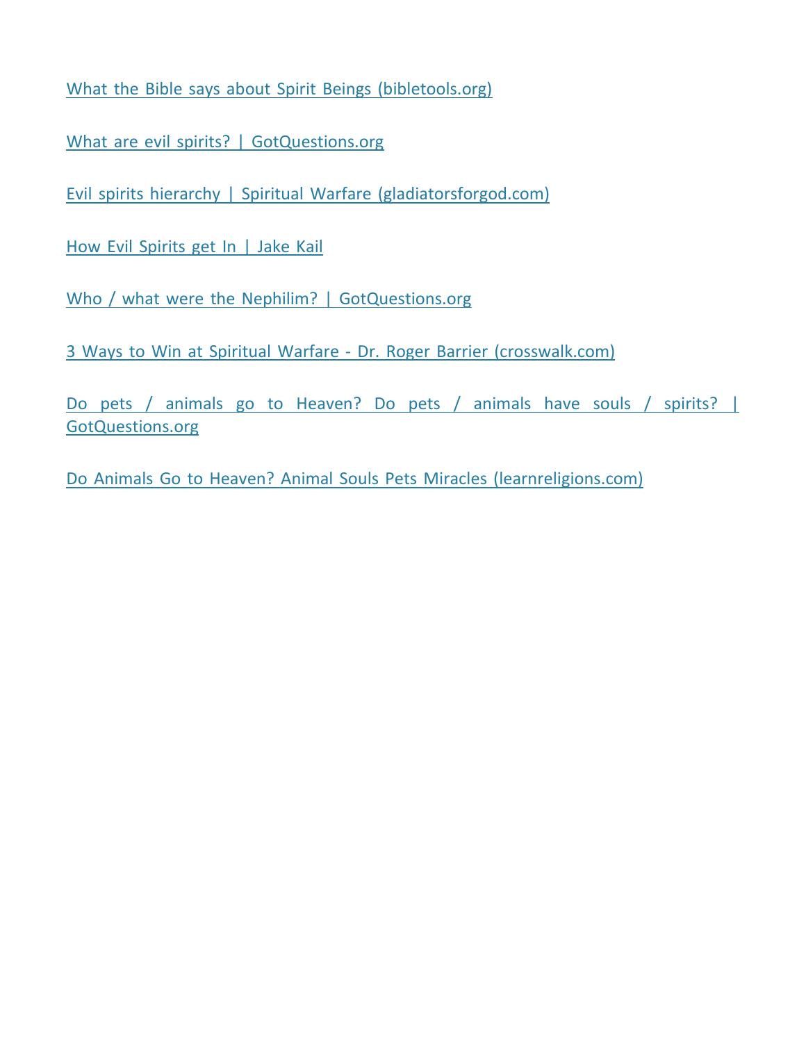What the Bible says about Spirit Beings (bibletools.org)

What are evil spirits? | GotQuestions.org

Evil spirits hierarchy | Spiritual Warfare (gladiatorsforgod.com)

How Evil Spirits get In | Jake Kail

Who / what were the Nephilim? | GotQuestions.org

3 Ways to Win at Spiritual Warfare - Dr. Roger Barrier (crosswalk.com)

Do pets / animals go to Heaven? Do pets / animals have souls / spirits? | GotQuestions.org

Do Animals Go to Heaven? Animal Souls Pets Miracles (learnreligions.com)